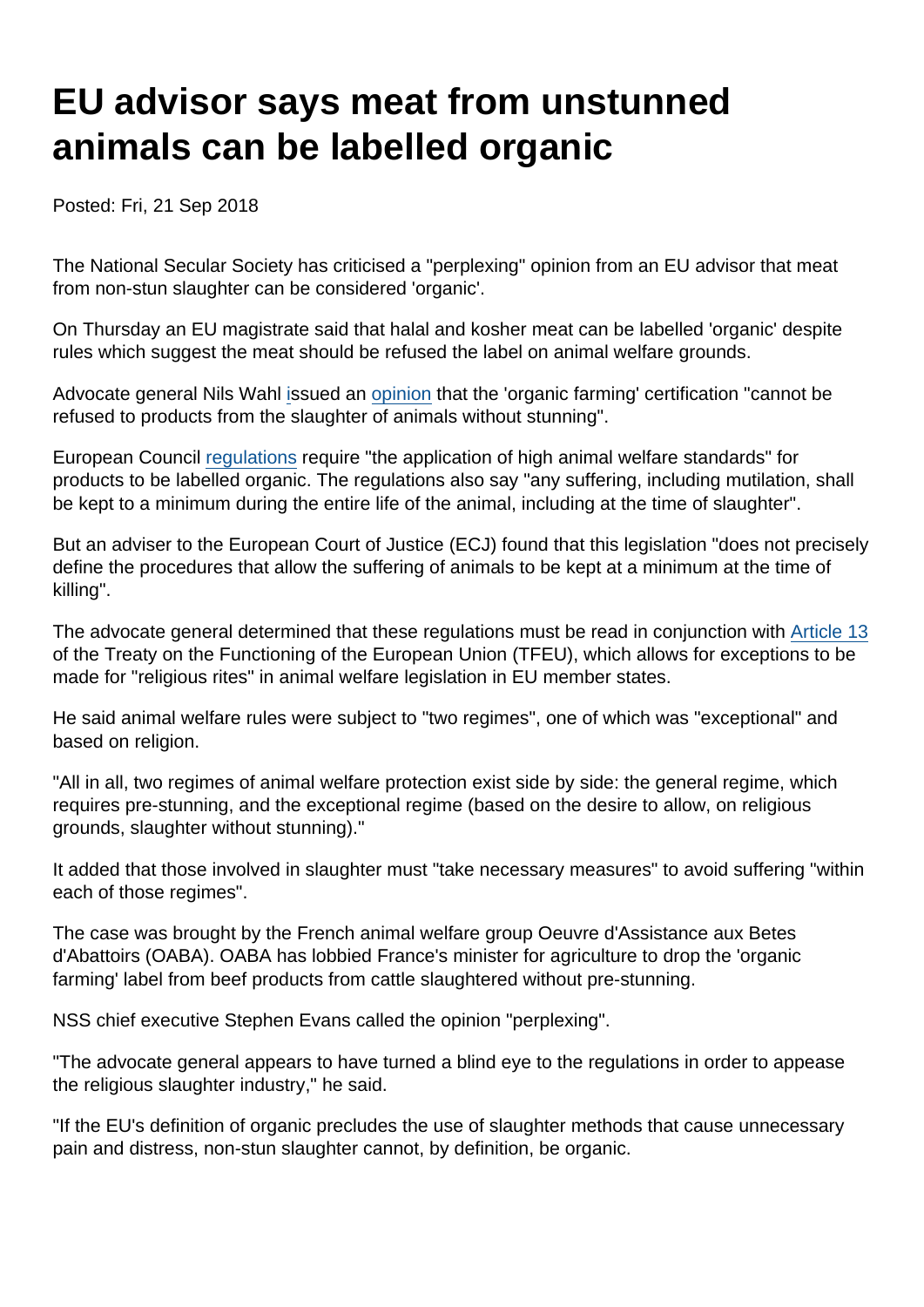# EU advisor says meat from unstunned animals can be labelled organic

Posted: Fri, 21 Sep 2018

The National Secular Society has criticised a "perplexing" opinion from an EU advisor that meat from non-stun slaughter can be considered 'organic'.

On Thursday an EU magistrate said that halal and kosher meat can be labelled 'organic' despite rules which suggest the meat should be refused the label on animal welfare grounds.

Advocate general Nils Wahl issued an opinion that the 'organic farming' certification "cannot be refused to products from the slaughter of animals without stunning".

European Council regulations require "the application of high animal welfare standards" for products to be labelled organic. The regulations also say "any suffering, including mutilation, shall be kept to a minimum during the entire life of the animal, including at the time of slaughter".

But an adviser to the European Court of Justice (ECJ) found that this legislation "does not precisely define the procedures that allow the suffering of animals to be kept at a minimum at the time of killing".

The advocate general determined that these regulations must be read in conjunction with Article 13 of the Treaty on the Functioning of the European Union (TFEU), which allows for exceptions to be made for "religious rites" in animal welfare legislation in EU member states.

He said animal welfare rules were subject to "two regimes", one of which was "exceptional" and based on religion.

"All in all, two regimes of animal welfare protection exist side by side: the general regime, which requires pre-stunning, and the exceptional regime (based on the desire to allow, on religious grounds, slaughter without stunning)."

It added that those involved in slaughter must "take necessary measures" to avoid suffering "within each of those regimes".

The case was brought by the French animal welfare group Oeuvre d'Assistance aux Betes d'Abattoirs (OABA). OABA has lobbied France's minister for agriculture to drop the 'organic farming' label from beef products from cattle slaughtered without pre-stunning.

NSS chief executive Stephen Evans called the opinion "perplexing".

"The advocate general appears to have turned a blind eye to the regulations in order to appease the religious slaughter industry," he said.

"If the EU's definition of organic precludes the use of slaughter methods that cause unnecessary pain and distress, non-stun slaughter cannot, by definition, be organic.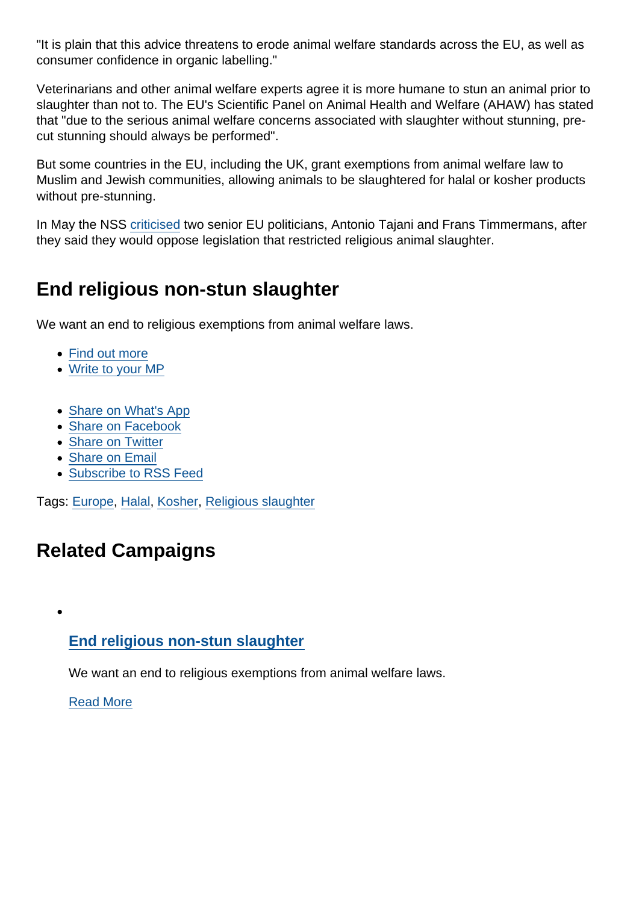"It is plain that this advice threatens to erode animal welfare standards across the EU, as well as consumer confidence in organic labelling."

Veterinarians and other animal welfare experts agree it is more humane to stun an animal prior to slaughter than not to. The EU's Scientific Panel on Animal Health and Welfare (AHAW) has stated that "due to the serious animal welfare concerns associated with slaughter without stunning, pre-cut stunning should always be performed".

But some countries in the EU, including the UK, grant exemptions from animal welfare law to Muslim and Jewish communities, allowing animals to be slaughtered for halal or kosher products without pre-stunning.

In May the NSS criticised two senior EU politicians, Antonio Tajani and Frans Timmermans, after they said they would oppose legislation that restricted religious animal slaughter.

## End religious non-stun slaughter

We want an end to religious exemptions from animal welfare laws.

- Find out more
- Write to your MP

- Share on What's App
- Share on Facebook
- Share on Twitter
- Share on Email
- Subscribe to RSS Feed

Tags: Europe, Halal, Kosher, Religious slaughter

## Related Campaigns

- ### End religious non-stun slaughter

  We want an end to religious exemptions from animal welfare laws.

  Read More